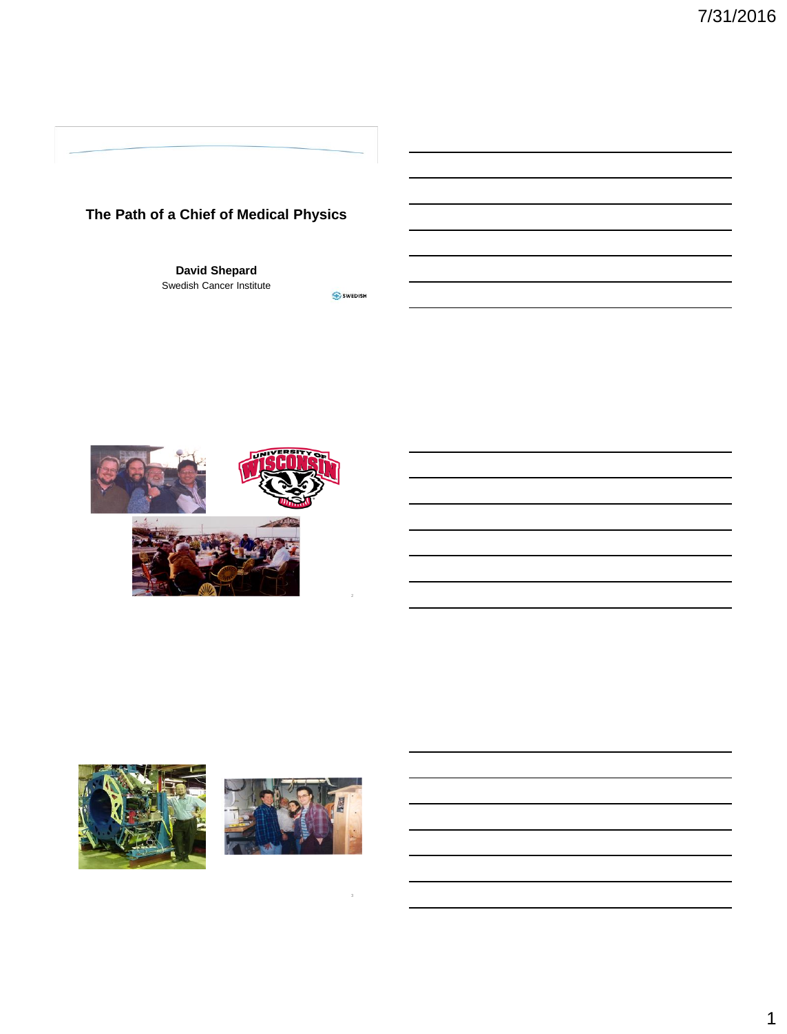# The Path of a Chief of Medical Physics

**David Shepard**

Swedish Cancer Institute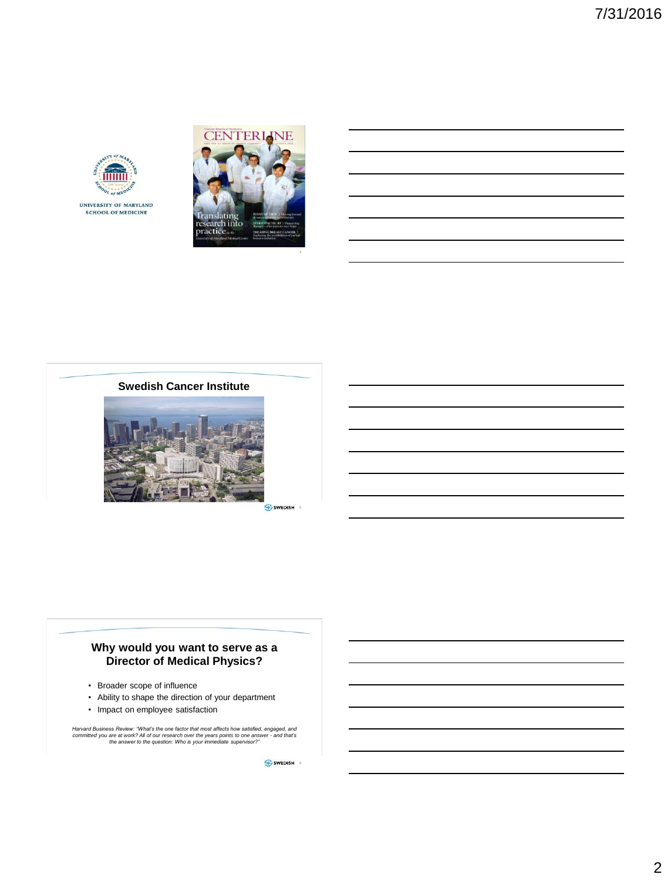UNIVERSITY OF MARYLAND
SCHOOL OF MEDICINE

CENTERLINE

Translating research into practice

## Swedish Cancer Institute

SWEDISH

## Why would you want to serve as a Director of Medical Physics?

- Broader scope of influence
- Ability to shape the direction of your department
- Impact on employee satisfaction

*Harvard Business Review: "What's the one factor that most affects how satisfied, engaged, and committed you are at work? All of our research over the years points to one answer - and that's the answer to the question: Who is your immediate supervisor?"*

SWEDISH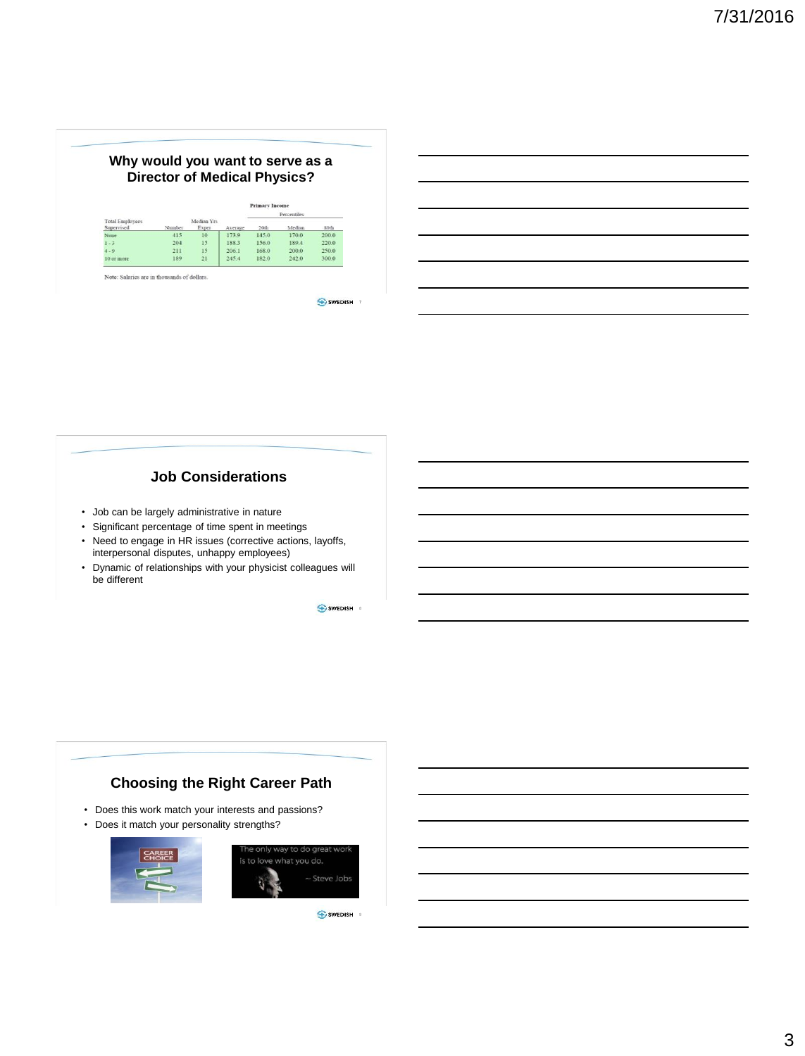## Why would you want to serve as a Director of Medical Physics?

| Total Employees Supervised | Number | Median Yrs Exper | Average | Primary Income Percentiles 20th | Median | 80th |
|---|---|---|---|---|---|---|
| None | 415 | 10 | 173.9 | 145.0 | 170.0 | 200.0 |
| 1 - 3 | 204 | 15 | 188.3 | 156.0 | 189.4 | 220.0 |
| 4 - 9 | 211 | 15 | 206.1 | 168.0 | 200.0 | 250.0 |
| 10 or more | 189 | 21 | 245.4 | 182.0 | 242.0 | 300.0 |

Note: Salaries are in thousands of dollars.

## Job Considerations

- Job can be largely administrative in nature
- Significant percentage of time spent in meetings
- Need to engage in HR issues (corrective actions, layoffs, interpersonal disputes, unhappy employees)
- Dynamic of relationships with your physicist colleagues will be different

## Choosing the Right Career Path

- Does this work match your interests and passions?
- Does it match your personality strengths?

CAREER CHOICE

The only way to do great work is to love what you do. ~ Steve Jobs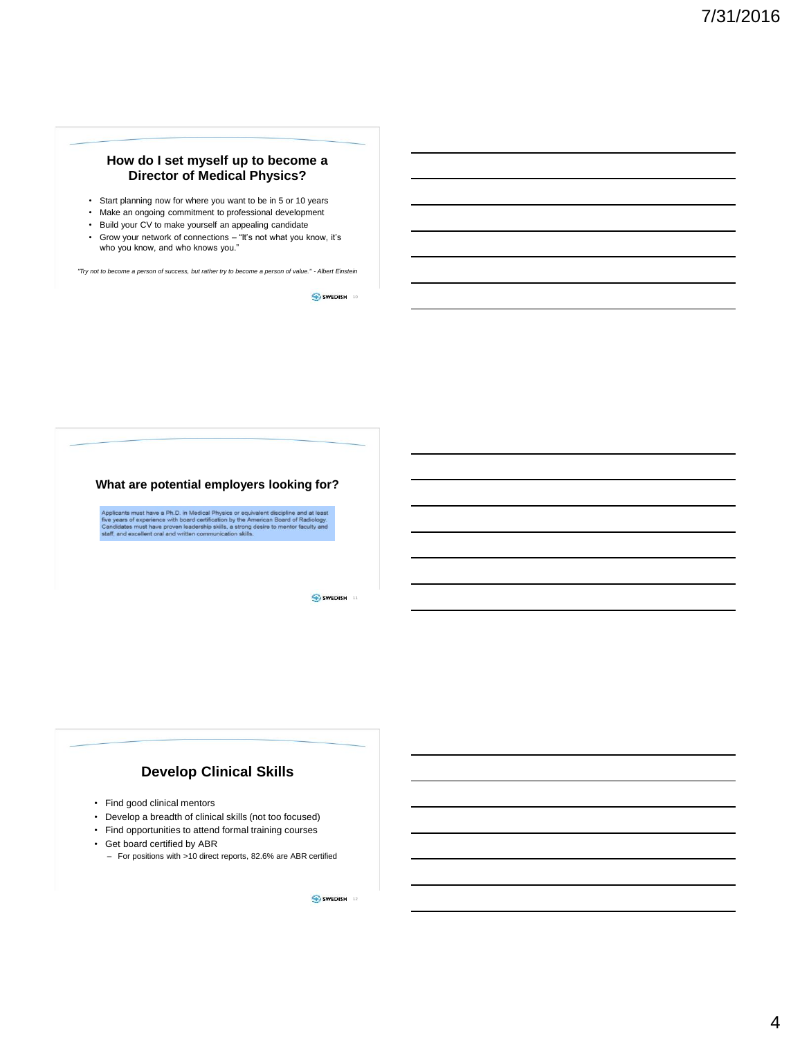## How do I set myself up to become a Director of Medical Physics?

- Start planning now for where you want to be in 5 or 10 years
- Make an ongoing commitment to professional development
- Build your CV to make yourself an appealing candidate
- Grow your network of connections – "It's not what you know, it's who you know, and who knows you."

*"Try not to become a person of success, but rather try to become a person of value." - Albert Einstein*

## What are potential employers looking for?

Applicants must have a Ph.D. in Medical Physics or equivalent discipline and at least five years of experience with board certification by the American Board of Radiology. Candidates must have proven leadership skills, a strong desire to mentor faculty and staff, and excellent oral and written communication skills.

## Develop Clinical Skills

- Find good clinical mentors
- Develop a breadth of clinical skills (not too focused)
- Find opportunities to attend formal training courses
- Get board certified by ABR
  - For positions with >10 direct reports, 82.6% are ABR certified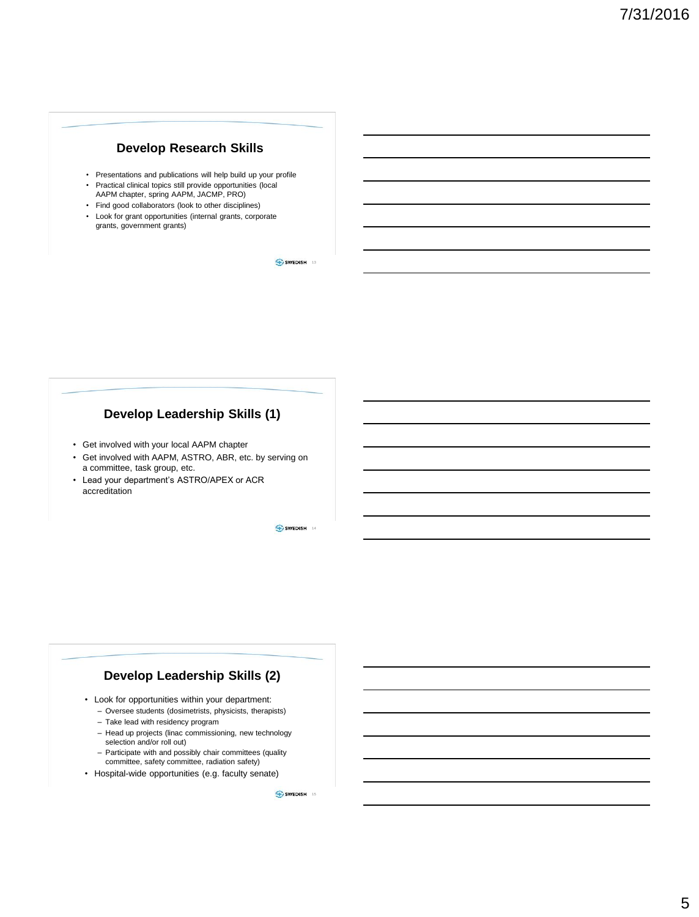## Develop Research Skills

- Presentations and publications will help build up your profile
- Practical clinical topics still provide opportunities (local AAPM chapter, spring AAPM, JACMP, PRO)
- Find good collaborators (look to other disciplines)
- Look for grant opportunities (internal grants, corporate grants, government grants)

## Develop Leadership Skills (1)

- Get involved with your local AAPM chapter
- Get involved with AAPM, ASTRO, ABR, etc. by serving on a committee, task group, etc.
- Lead your department's ASTRO/APEX or ACR accreditation

## Develop Leadership Skills (2)

- Look for opportunities within your department:
  - Oversee students (dosimetrists, physicists, therapists)
  - Take lead with residency program
  - Head up projects (linac commissioning, new technology selection and/or roll out)
  - Participate with and possibly chair committees (quality committee, safety committee, radiation safety)
- Hospital-wide opportunities (e.g. faculty senate)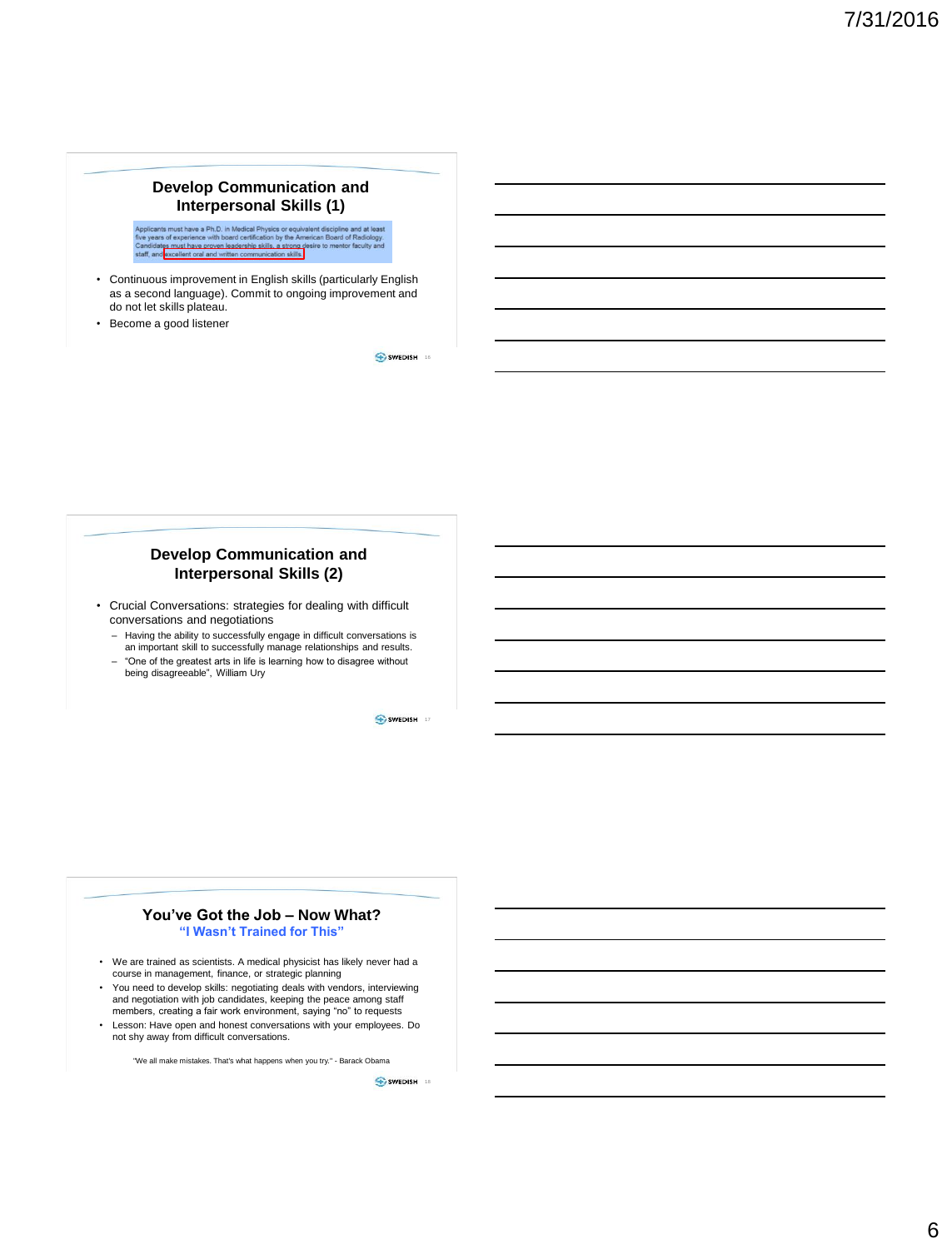## Develop Communication and Interpersonal Skills (1)

Applicants must have a Ph.D. in Medical Physics or equivalent discipline and at least five years of experience with board certification by the American Board of Radiology. Candidates must have proven leadership skills, a strong desire to mentor faculty and staff, and excellent oral and written communication skills.

- Continuous improvement in English skills (particularly English as a second language). Commit to ongoing improvement and do not let skills plateau.
- Become a good listener

## Develop Communication and Interpersonal Skills (2)

- Crucial Conversations: strategies for dealing with difficult conversations and negotiations
  - Having the ability to successfully engage in difficult conversations is an important skill to successfully manage relationships and results.
  - "One of the greatest arts in life is learning how to disagree without being disagreeable", William Ury

## You've Got the Job – Now What?

### "I Wasn't Trained for This"

- We are trained as scientists. A medical physicist has likely never had a course in management, finance, or strategic planning
- You need to develop skills: negotiating deals with vendors, interviewing and negotiation with job candidates, keeping the peace among staff members, creating a fair work environment, saying "no" to requests
- Lesson: Have open and honest conversations with your employees. Do not shy away from difficult conversations.

"We all make mistakes. That's what happens when you try." - Barack Obama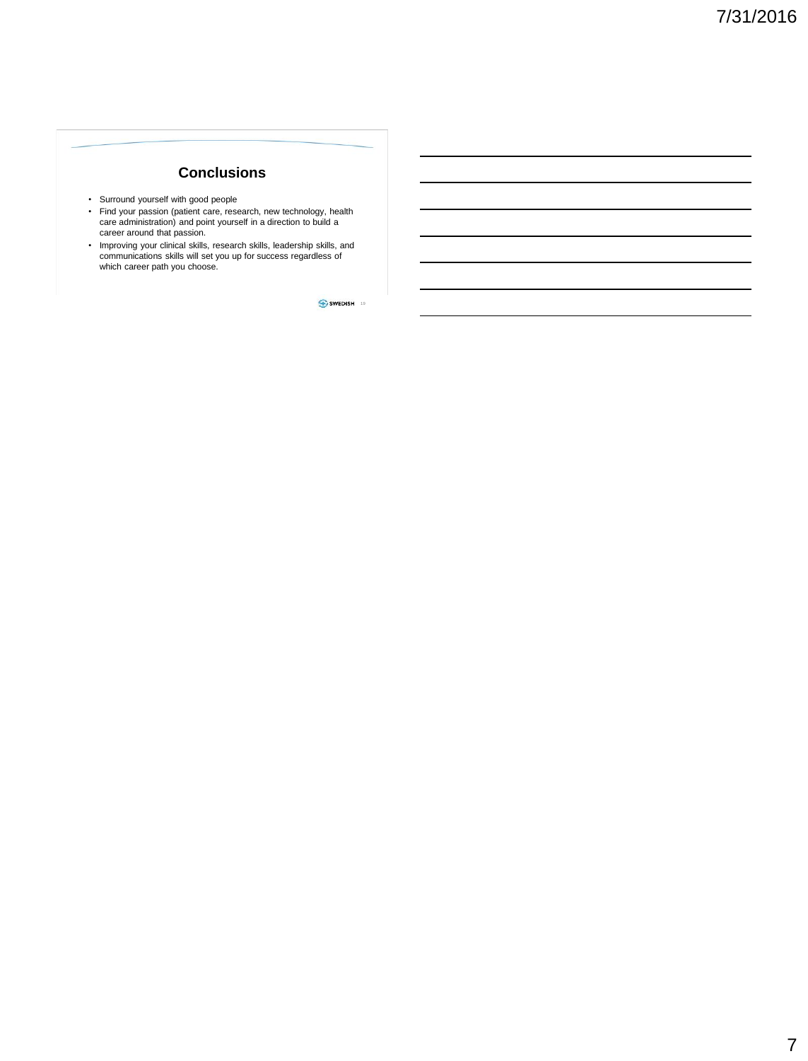## Conclusions

- Surround yourself with good people
- Find your passion (patient care, research, new technology, health care administration) and point yourself in a direction to build a career around that passion.
- Improving your clinical skills, research skills, leadership skills, and communications skills will set you up for success regardless of which career path you choose.